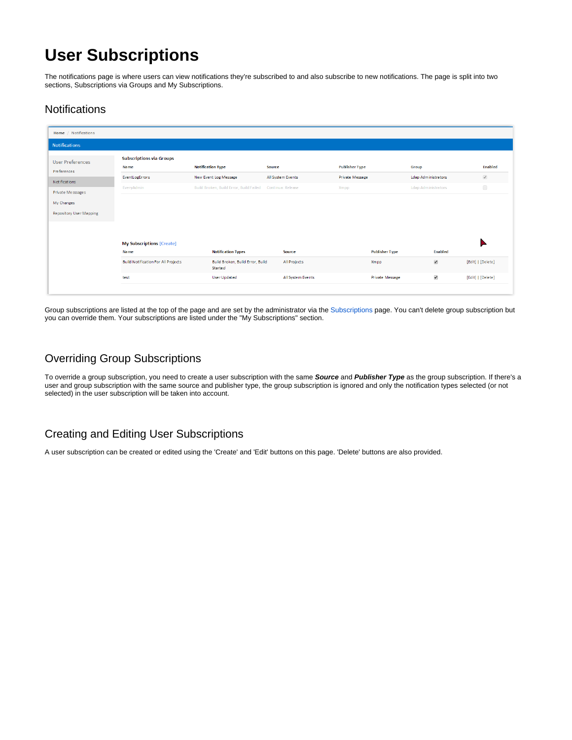# User Subscriptions

The notifications page is where users can view notifications they're subscribed to and also subscribe to new notifications. The page is split into two sections, Subscriptions via Groups and My Subscriptions.

## Notifications

Group subscriptions are listed at the top of the page and are set by the administrator via the Subscriptions page. You can't delete group subscription but you can override them. Your subscriptions are listed under the "My Subscriptions" section.

## Overriding Group Subscriptions

To override a group subscription, you need to create a user subscription with the same ***Source*** and ***Publisher Type*** as the group subscription. If there's a user and group subscription with the same source and publisher type, the group subscription is ignored and only the notification types selected (or not selected) in the user subscription will be taken into account.

## Creating and Editing User Subscriptions

A user subscription can be created or edited using the 'Create' and 'Edit' buttons on this page. 'Delete' buttons are also provided.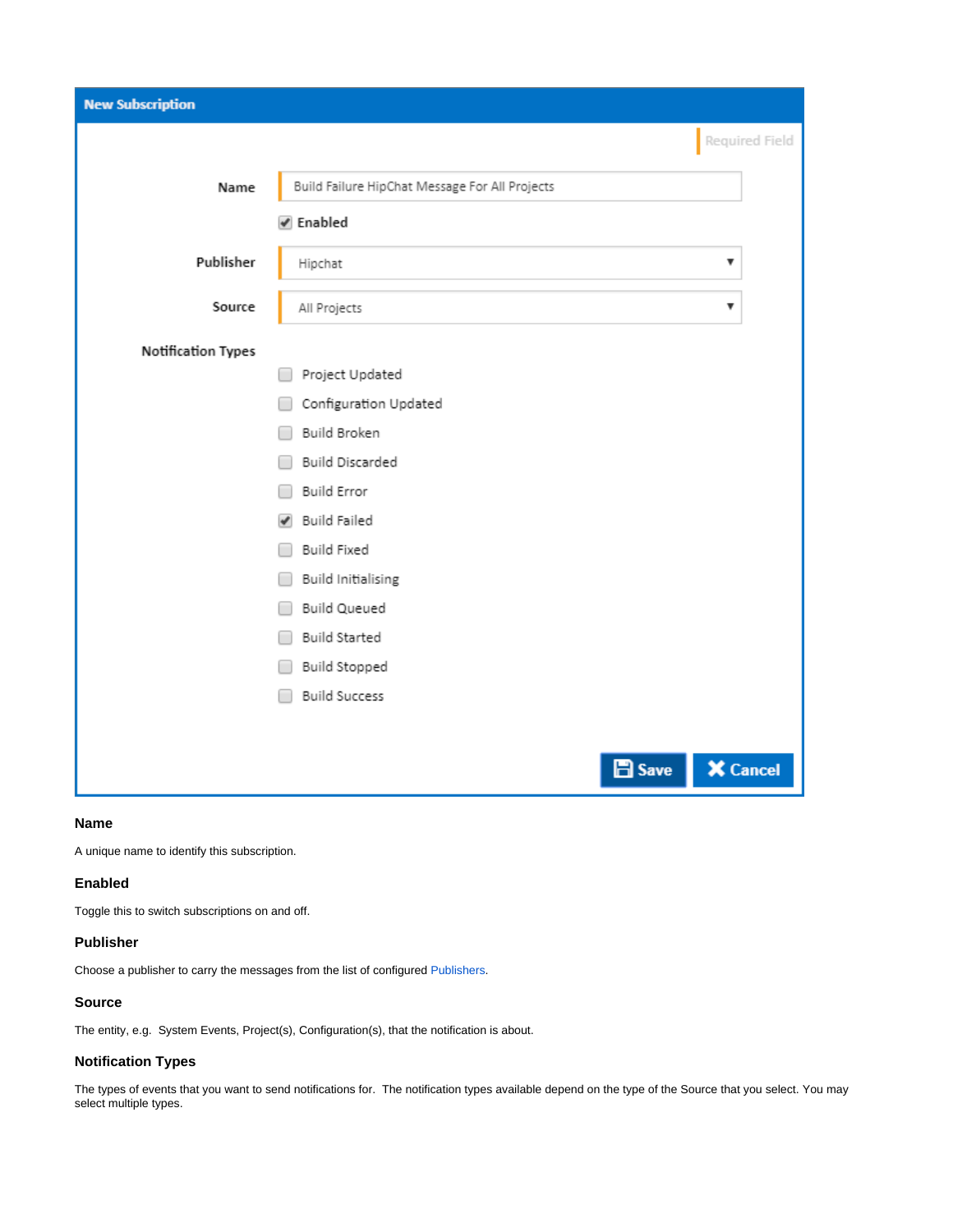**New Subscription**

Required Field

Name: Build Failure HipChat Message For All Projects

- [x] Enabled

Publisher: Hipchat

Source: All Projects

Notification Types

- [ ] Project Updated
- [ ] Configuration Updated
- [ ] Build Broken
- [ ] Build Discarded
- [ ] Build Error
- [x] Build Failed
- [ ] Build Fixed
- [ ] Build Initialising
- [ ] Build Queued
- [ ] Build Started
- [ ] Build Stopped
- [ ] Build Success

Save | Cancel

### Name

A unique name to identify this subscription.

### Enabled

Toggle this to switch subscriptions on and off.

### Publisher

Choose a publisher to carry the messages from the list of configured Publishers.

### Source

The entity, e.g. System Events, Project(s), Configuration(s), that the notification is about.

### Notification Types

The types of events that you want to send notifications for. The notification types available depend on the type of the Source that you select. You may select multiple types.